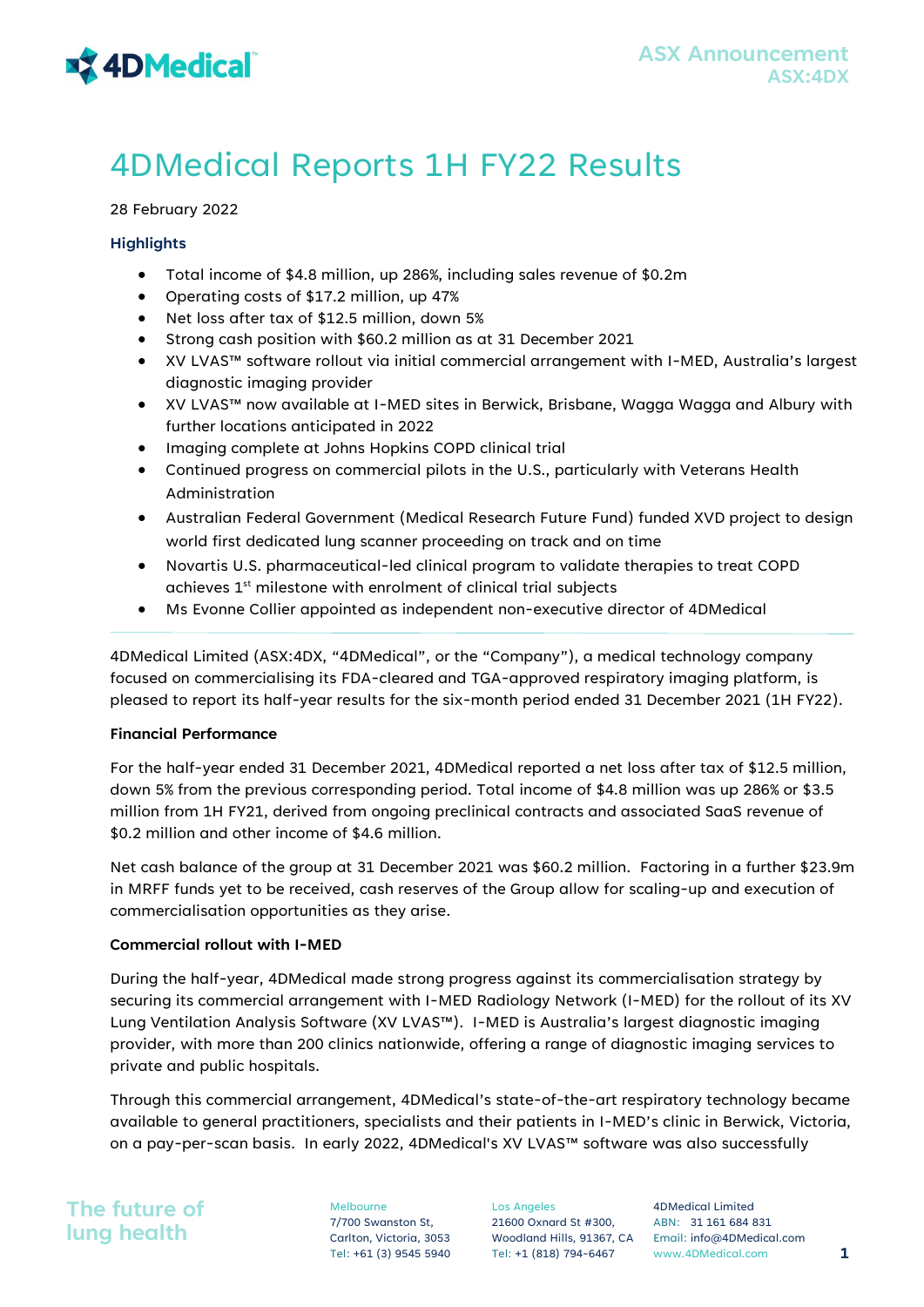# 4DMedical Reports 1H FY22 Results

28 February 2022

### Highlights

- Total income of $4.8 million, up 286%, including sales revenue of $0.2m
- Operating costs of $17.2 million, up 47%
- Net loss after tax of $12.5 million, down 5%
- Strong cash position with $60.2 million as at 31 December 2021
- XV LVAS™ software rollout via initial commercial arrangement with I-MED, Australia's largest diagnostic imaging provider
- XV LVAS™ now available at I-MED sites in Berwick, Brisbane, Wagga Wagga and Albury with further locations anticipated in 2022
- Imaging complete at Johns Hopkins COPD clinical trial
- Continued progress on commercial pilots in the U.S., particularly with Veterans Health Administration
- Australian Federal Government (Medical Research Future Fund) funded XVD project to design world first dedicated lung scanner proceeding on track and on time
- Novartis U.S. pharmaceutical-led clinical program to validate therapies to treat COPD achieves 1st milestone with enrolment of clinical trial subjects
- Ms Evonne Collier appointed as independent non-executive director of 4DMedical

4DMedical Limited (ASX:4DX, "4DMedical", or the "Company"), a medical technology company focused on commercialising its FDA-cleared and TGA-approved respiratory imaging platform, is pleased to report its half-year results for the six-month period ended 31 December 2021 (1H FY22).

**Financial Performance**

For the half-year ended 31 December 2021, 4DMedical reported a net loss after tax of $12.5 million, down 5% from the previous corresponding period. Total income of $4.8 million was up 286% or $3.5 million from 1H FY21, derived from ongoing preclinical contracts and associated SaaS revenue of $0.2 million and other income of $4.6 million.

Net cash balance of the group at 31 December 2021 was $60.2 million. Factoring in a further $23.9m in MRFF funds yet to be received, cash reserves of the Group allow for scaling-up and execution of commercialisation opportunities as they arise.

**Commercial rollout with I-MED**

During the half-year, 4DMedical made strong progress against its commercialisation strategy by securing its commercial arrangement with I-MED Radiology Network (I-MED) for the rollout of its XV Lung Ventilation Analysis Software (XV LVAS™). I-MED is Australia's largest diagnostic imaging provider, with more than 200 clinics nationwide, offering a range of diagnostic imaging services to private and public hospitals.

Through this commercial arrangement, 4DMedical's state-of-the-art respiratory technology became available to general practitioners, specialists and their patients in I-MED's clinic in Berwick, Victoria, on a pay-per-scan basis. In early 2022, 4DMedical's XV LVAS™ software was also successfully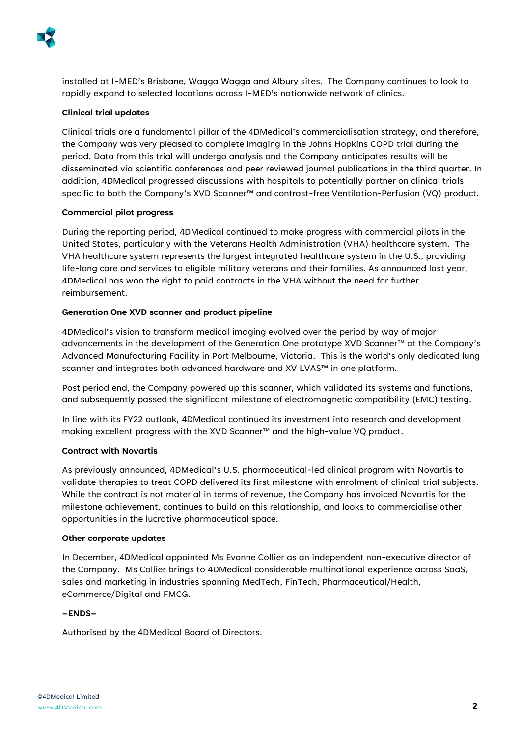installed at I-MED's Brisbane, Wagga Wagga and Albury sites. The Company continues to look to rapidly expand to selected locations across I-MED's nationwide network of clinics.

**Clinical trial updates**

Clinical trials are a fundamental pillar of the 4DMedical's commercialisation strategy, and therefore, the Company was very pleased to complete imaging in the Johns Hopkins COPD trial during the period. Data from this trial will undergo analysis and the Company anticipates results will be disseminated via scientific conferences and peer reviewed journal publications in the third quarter. In addition, 4DMedical progressed discussions with hospitals to potentially partner on clinical trials specific to both the Company's XVD Scanner™ and contrast-free Ventilation-Perfusion (VQ) product.

**Commercial pilot progress**

During the reporting period, 4DMedical continued to make progress with commercial pilots in the United States, particularly with the Veterans Health Administration (VHA) healthcare system. The VHA healthcare system represents the largest integrated healthcare system in the U.S., providing life-long care and services to eligible military veterans and their families. As announced last year, 4DMedical has won the right to paid contracts in the VHA without the need for further reimbursement.

**Generation One XVD scanner and product pipeline**

4DMedical's vision to transform medical imaging evolved over the period by way of major advancements in the development of the Generation One prototype XVD Scanner™ at the Company's Advanced Manufacturing Facility in Port Melbourne, Victoria. This is the world's only dedicated lung scanner and integrates both advanced hardware and XV LVAS™ in one platform.

Post period end, the Company powered up this scanner, which validated its systems and functions, and subsequently passed the significant milestone of electromagnetic compatibility (EMC) testing.

In line with its FY22 outlook, 4DMedical continued its investment into research and development making excellent progress with the XVD Scanner™ and the high-value VQ product.

**Contract with Novartis**

As previously announced, 4DMedical's U.S. pharmaceutical-led clinical program with Novartis to validate therapies to treat COPD delivered its first milestone with enrolment of clinical trial subjects. While the contract is not material in terms of revenue, the Company has invoiced Novartis for the milestone achievement, continues to build on this relationship, and looks to commercialise other opportunities in the lucrative pharmaceutical space.

**Other corporate updates**

In December, 4DMedical appointed Ms Evonne Collier as an independent non-executive director of the Company. Ms Collier brings to 4DMedical considerable multinational experience across SaaS, sales and marketing in industries spanning MedTech, FinTech, Pharmaceutical/Health, eCommerce/Digital and FMCG.

**–ENDS–**

Authorised by the 4DMedical Board of Directors.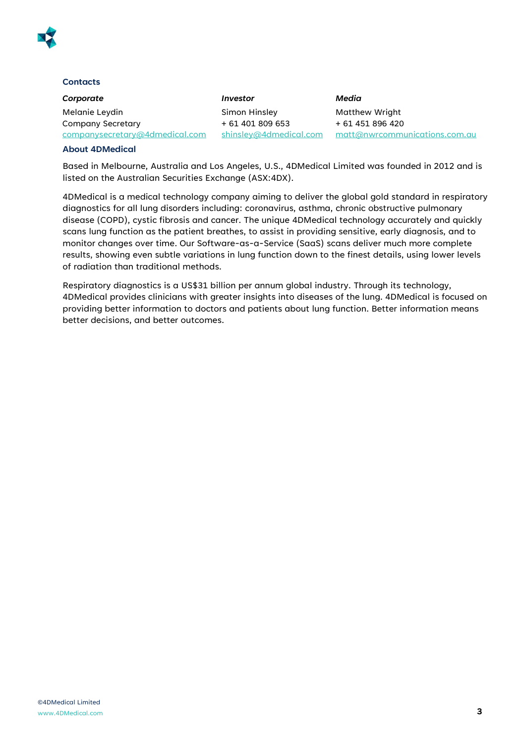## Contacts

| *Corporate* | *Investor* | *Media* |
|---|---|---|
| Melanie Leydin | Simon Hinsley | Matthew Wright |
| Company Secretary | + 61 401 809 653 | + 61 451 896 420 |
| companysecretary@4dmedical.com | shinsley@4dmedical.com | matt@nwrcommunications.com.au |

## About 4DMedical

Based in Melbourne, Australia and Los Angeles, U.S., 4DMedical Limited was founded in 2012 and is listed on the Australian Securities Exchange (ASX:4DX).

4DMedical is a medical technology company aiming to deliver the global gold standard in respiratory diagnostics for all lung disorders including: coronavirus, asthma, chronic obstructive pulmonary disease (COPD), cystic fibrosis and cancer. The unique 4DMedical technology accurately and quickly scans lung function as the patient breathes, to assist in providing sensitive, early diagnosis, and to monitor changes over time. Our Software-as-a-Service (SaaS) scans deliver much more complete results, showing even subtle variations in lung function down to the finest details, using lower levels of radiation than traditional methods.

Respiratory diagnostics is a US$31 billion per annum global industry. Through its technology, 4DMedical provides clinicians with greater insights into diseases of the lung. 4DMedical is focused on providing better information to doctors and patients about lung function. Better information means better decisions, and better outcomes.